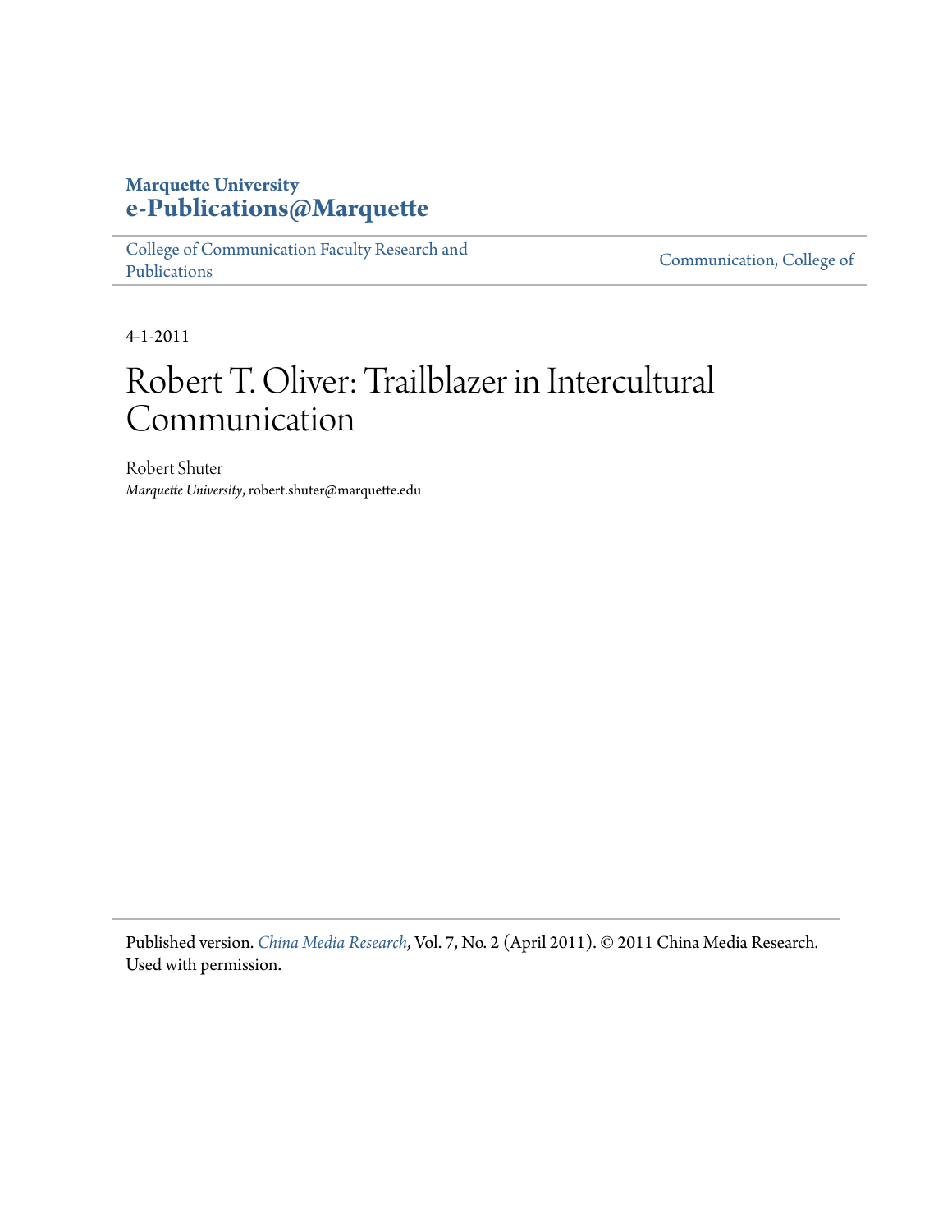**Marquette University**
**e-Publications@Marquette**

College of Communication Faculty Research and Publications | Communication, College of

4-1-2011

# Robert T. Oliver: Trailblazer in Intercultural Communication

Robert Shuter
*Marquette University*, robert.shuter@marquette.edu

Published version. *China Media Research*, Vol. 7, No. 2 (April 2011). © 2011 China Media Research. Used with permission.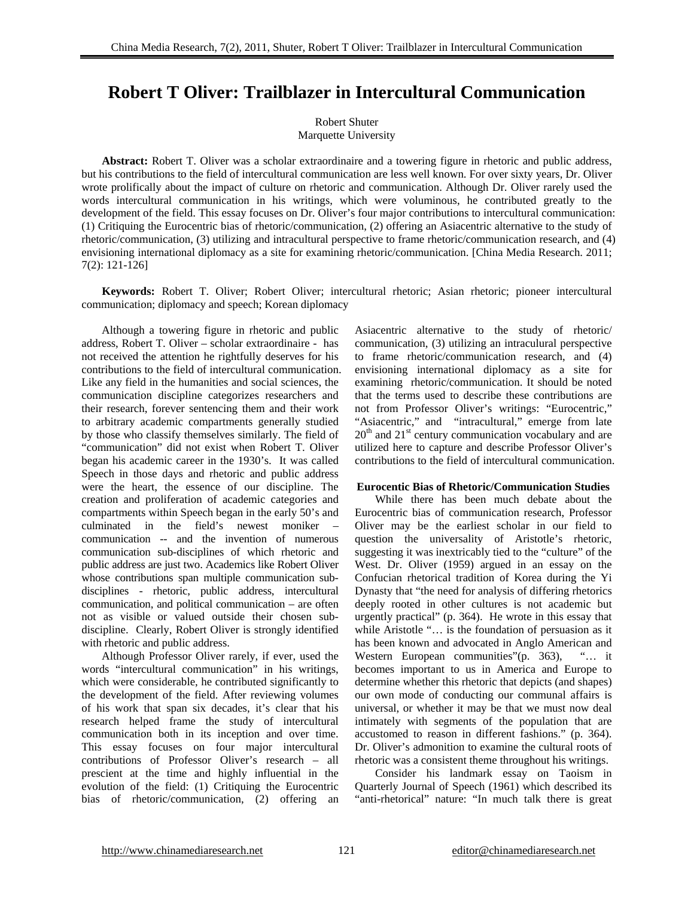# Robert T Oliver: Trailblazer in Intercultural Communication

Robert Shuter
Marquette University

**Abstract:** Robert T. Oliver was a scholar extraordinaire and a towering figure in rhetoric and public address, but his contributions to the field of intercultural communication are less well known. For over sixty years, Dr. Oliver wrote prolifically about the impact of culture on rhetoric and communication. Although Dr. Oliver rarely used the words intercultural communication in his writings, which were voluminous, he contributed greatly to the development of the field. This essay focuses on Dr. Oliver's four major contributions to intercultural communication: (1) Critiquing the Eurocentric bias of rhetoric/communication, (2) offering an Asiacentric alternative to the study of rhetoric/communication, (3) utilizing and intracultural perspective to frame rhetoric/communication research, and (4) envisioning international diplomacy as a site for examining rhetoric/communication. [China Media Research. 2011; 7(2): 121-126]

**Keywords:** Robert T. Oliver; Robert Oliver; intercultural rhetoric; Asian rhetoric; pioneer intercultural communication; diplomacy and speech; Korean diplomacy

Although a towering figure in rhetoric and public address, Robert T. Oliver – scholar extraordinaire - has not received the attention he rightfully deserves for his contributions to the field of intercultural communication. Like any field in the humanities and social sciences, the communication discipline categorizes researchers and their research, forever sentencing them and their work to arbitrary academic compartments generally studied by those who classify themselves similarly. The field of "communication" did not exist when Robert T. Oliver began his academic career in the 1930's. It was called Speech in those days and rhetoric and public address were the heart, the essence of our discipline. The creation and proliferation of academic categories and compartments within Speech began in the early 50's and culminated in the field's newest moniker – communication -- and the invention of numerous communication sub-disciplines of which rhetoric and public address are just two. Academics like Robert Oliver whose contributions span multiple communication sub-disciplines - rhetoric, public address, intercultural communication, and political communication – are often not as visible or valued outside their chosen sub-discipline. Clearly, Robert Oliver is strongly identified with rhetoric and public address.

Although Professor Oliver rarely, if ever, used the words "intercultural communication" in his writings, which were considerable, he contributed significantly to the development of the field. After reviewing volumes of his work that span six decades, it's clear that his research helped frame the study of intercultural communication both in its inception and over time. This essay focuses on four major intercultural contributions of Professor Oliver's research – all prescient at the time and highly influential in the evolution of the field: (1) Critiquing the Eurocentric bias of rhetoric/communication, (2) offering an Asiacentric alternative to the study of rhetoric/ communication, (3) utilizing an intraculural perspective to frame rhetoric/communication research, and (4) envisioning international diplomacy as a site for examining rhetoric/communication. It should be noted that the terms used to describe these contributions are not from Professor Oliver's writings: "Eurocentric," "Asiacentric," and "intracultural," emerge from late 20th and 21st century communication vocabulary and are utilized here to capture and describe Professor Oliver's contributions to the field of intercultural communication.

### Eurocentic Bias of Rhetoric/Communication Studies

While there has been much debate about the Eurocentric bias of communication research, Professor Oliver may be the earliest scholar in our field to question the universality of Aristotle's rhetoric, suggesting it was inextricably tied to the "culture" of the West. Dr. Oliver (1959) argued in an essay on the Confucian rhetorical tradition of Korea during the Yi Dynasty that "the need for analysis of differing rhetorics deeply rooted in other cultures is not academic but urgently practical" (p. 364). He wrote in this essay that while Aristotle "… is the foundation of persuasion as it has been known and advocated in Anglo American and Western European communities"(p. 363), "… it becomes important to us in America and Europe to determine whether this rhetoric that depicts (and shapes) our own mode of conducting our communal affairs is universal, or whether it may be that we must now deal intimately with segments of the population that are accustomed to reason in different fashions." (p. 364). Dr. Oliver's admonition to examine the cultural roots of rhetoric was a consistent theme throughout his writings.

Consider his landmark essay on Taoism in Quarterly Journal of Speech (1961) which described its "anti-rhetorical" nature: "In much talk there is great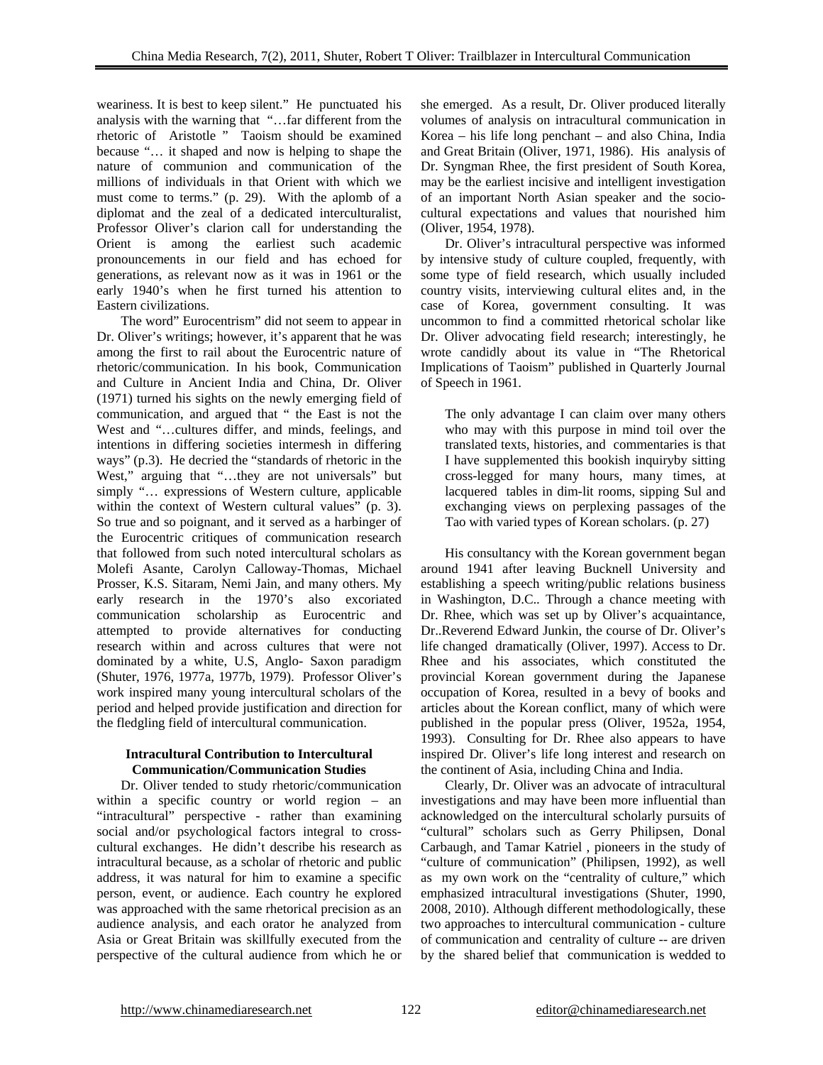weariness. It is best to keep silent." He punctuated his analysis with the warning that "…far different from the rhetoric of Aristotle " Taoism should be examined because "… it shaped and now is helping to shape the nature of communion and communication of the millions of individuals in that Orient with which we must come to terms." (p. 29). With the aplomb of a diplomat and the zeal of a dedicated interculturalist, Professor Oliver's clarion call for understanding the Orient is among the earliest such academic pronouncements in our field and has echoed for generations, as relevant now as it was in 1961 or the early 1940's when he first turned his attention to Eastern civilizations.

The word" Eurocentrism" did not seem to appear in Dr. Oliver's writings; however, it's apparent that he was among the first to rail about the Eurocentric nature of rhetoric/communication. In his book, Communication and Culture in Ancient India and China, Dr. Oliver (1971) turned his sights on the newly emerging field of communication, and argued that " the East is not the West and "…cultures differ, and minds, feelings, and intentions in differing societies intermesh in differing ways" (p.3). He decried the "standards of rhetoric in the West," arguing that "…they are not universals" but simply "… expressions of Western culture, applicable within the context of Western cultural values" (p. 3). So true and so poignant, and it served as a harbinger of the Eurocentric critiques of communication research that followed from such noted intercultural scholars as Molefi Asante, Carolyn Calloway-Thomas, Michael Prosser, K.S. Sitaram, Nemi Jain, and many others. My early research in the 1970's also excoriated communication scholarship as Eurocentric and attempted to provide alternatives for conducting research within and across cultures that were not dominated by a white, U.S, Anglo- Saxon paradigm (Shuter, 1976, 1977a, 1977b, 1979). Professor Oliver's work inspired many young intercultural scholars of the period and helped provide justification and direction for the fledgling field of intercultural communication.

### Intracultural Contribution to Intercultural Communication/Communication Studies

Dr. Oliver tended to study rhetoric/communication within a specific country or world region – an "intracultural" perspective - rather than examining social and/or psychological factors integral to cross-cultural exchanges. He didn't describe his research as intracultural because, as a scholar of rhetoric and public address, it was natural for him to examine a specific person, event, or audience. Each country he explored was approached with the same rhetorical precision as an audience analysis, and each orator he analyzed from Asia or Great Britain was skillfully executed from the perspective of the cultural audience from which he or she emerged. As a result, Dr. Oliver produced literally volumes of analysis on intracultural communication in Korea – his life long penchant – and also China, India and Great Britain (Oliver, 1971, 1986). His analysis of Dr. Syngman Rhee, the first president of South Korea, may be the earliest incisive and intelligent investigation of an important North Asian speaker and the socio-cultural expectations and values that nourished him (Oliver, 1954, 1978).

Dr. Oliver's intracultural perspective was informed by intensive study of culture coupled, frequently, with some type of field research, which usually included country visits, interviewing cultural elites and, in the case of Korea, government consulting. It was uncommon to find a committed rhetorical scholar like Dr. Oliver advocating field research; interestingly, he wrote candidly about its value in "The Rhetorical Implications of Taoism" published in Quarterly Journal of Speech in 1961.

> The only advantage I can claim over many others who may with this purpose in mind toil over the translated texts, histories, and commentaries is that I have supplemented this bookish inquiryby sitting cross-legged for many hours, many times, at lacquered tables in dim-lit rooms, sipping Sul and exchanging views on perplexing passages of the Tao with varied types of Korean scholars. (p. 27)

His consultancy with the Korean government began around 1941 after leaving Bucknell University and establishing a speech writing/public relations business in Washington, D.C.. Through a chance meeting with Dr. Rhee, which was set up by Oliver's acquaintance, Dr..Reverend Edward Junkin, the course of Dr. Oliver's life changed dramatically (Oliver, 1997). Access to Dr. Rhee and his associates, which constituted the provincial Korean government during the Japanese occupation of Korea, resulted in a bevy of books and articles about the Korean conflict, many of which were published in the popular press (Oliver, 1952a, 1954, 1993). Consulting for Dr. Rhee also appears to have inspired Dr. Oliver's life long interest and research on the continent of Asia, including China and India.

Clearly, Dr. Oliver was an advocate of intracultural investigations and may have been more influential than acknowledged on the intercultural scholarly pursuits of "cultural" scholars such as Gerry Philipsen, Donal Carbaugh, and Tamar Katriel , pioneers in the study of "culture of communication" (Philipsen, 1992), as well as my own work on the "centrality of culture," which emphasized intracultural investigations (Shuter, 1990, 2008, 2010). Although different methodologically, these two approaches to intercultural communication - culture of communication and centrality of culture -- are driven by the shared belief that communication is wedded to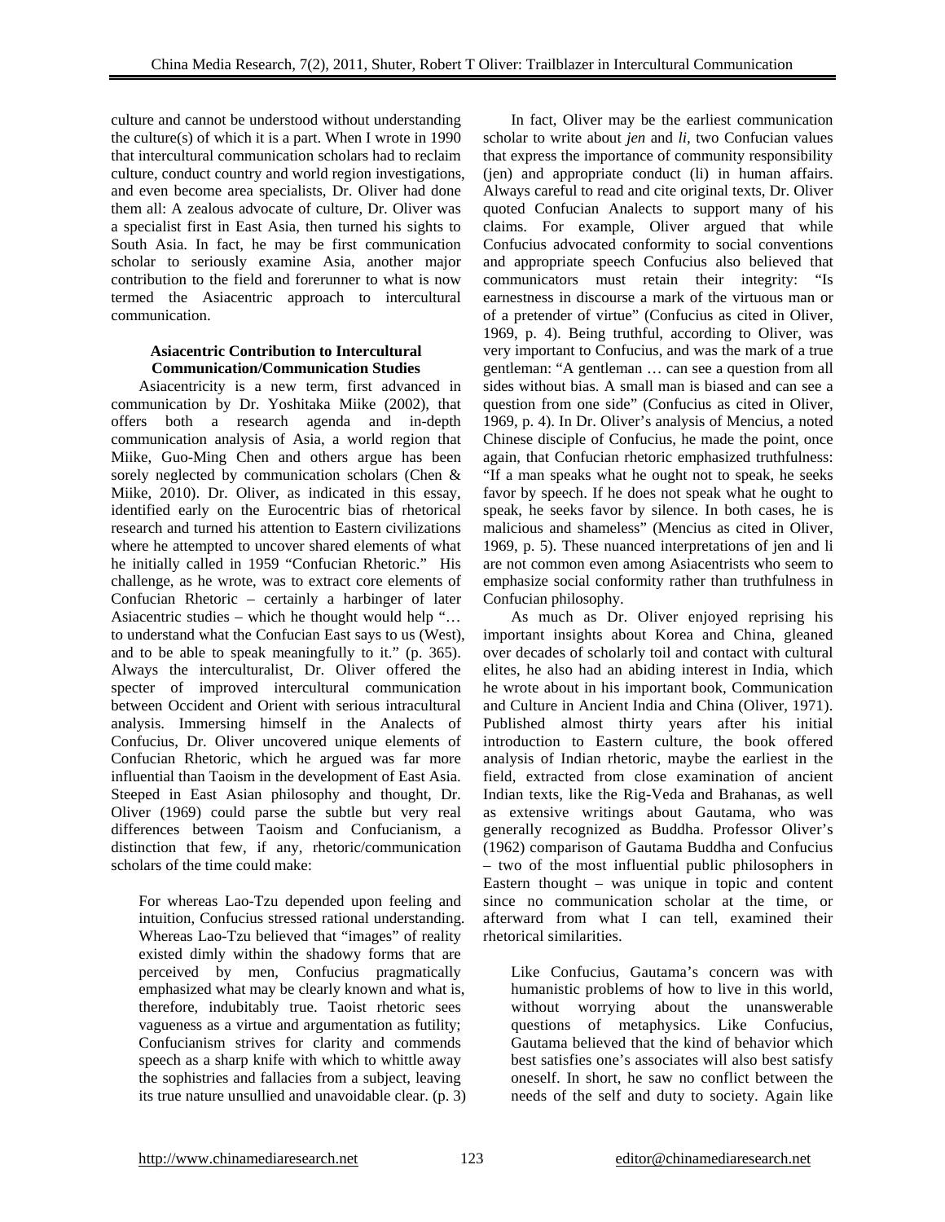culture and cannot be understood without understanding the culture(s) of which it is a part. When I wrote in 1990 that intercultural communication scholars had to reclaim culture, conduct country and world region investigations, and even become area specialists, Dr. Oliver had done them all: A zealous advocate of culture, Dr. Oliver was a specialist first in East Asia, then turned his sights to South Asia. In fact, he may be first communication scholar to seriously examine Asia, another major contribution to the field and forerunner to what is now termed the Asiacentric approach to intercultural communication.

### Asiacentric Contribution to Intercultural Communication/Communication Studies

Asiacentricity is a new term, first advanced in communication by Dr. Yoshitaka Miike (2002), that offers both a research agenda and in-depth communication analysis of Asia, a world region that Miike, Guo-Ming Chen and others argue has been sorely neglected by communication scholars (Chen & Miike, 2010). Dr. Oliver, as indicated in this essay, identified early on the Eurocentric bias of rhetorical research and turned his attention to Eastern civilizations where he attempted to uncover shared elements of what he initially called in 1959 "Confucian Rhetoric." His challenge, as he wrote, was to extract core elements of Confucian Rhetoric – certainly a harbinger of later Asiacentric studies – which he thought would help "… to understand what the Confucian East says to us (West), and to be able to speak meaningfully to it." (p. 365). Always the interculturalist, Dr. Oliver offered the specter of improved intercultural communication between Occident and Orient with serious intracultural analysis. Immersing himself in the Analects of Confucius, Dr. Oliver uncovered unique elements of Confucian Rhetoric, which he argued was far more influential than Taoism in the development of East Asia. Steeped in East Asian philosophy and thought, Dr. Oliver (1969) could parse the subtle but very real differences between Taoism and Confucianism, a distinction that few, if any, rhetoric/communication scholars of the time could make:

> For whereas Lao-Tzu depended upon feeling and intuition, Confucius stressed rational understanding. Whereas Lao-Tzu believed that "images" of reality existed dimly within the shadowy forms that are perceived by men, Confucius pragmatically emphasized what may be clearly known and what is, therefore, indubitably true. Taoist rhetoric sees vagueness as a virtue and argumentation as futility; Confucianism strives for clarity and commends speech as a sharp knife with which to whittle away the sophistries and fallacies from a subject, leaving its true nature unsullied and unavoidable clear. (p. 3)

In fact, Oliver may be the earliest communication scholar to write about *jen* and *li*, two Confucian values that express the importance of community responsibility (jen) and appropriate conduct (li) in human affairs. Always careful to read and cite original texts, Dr. Oliver quoted Confucian Analects to support many of his claims. For example, Oliver argued that while Confucius advocated conformity to social conventions and appropriate speech Confucius also believed that communicators must retain their integrity: "Is earnestness in discourse a mark of the virtuous man or of a pretender of virtue" (Confucius as cited in Oliver, 1969, p. 4). Being truthful, according to Oliver, was very important to Confucius, and was the mark of a true gentleman: "A gentleman … can see a question from all sides without bias. A small man is biased and can see a question from one side" (Confucius as cited in Oliver, 1969, p. 4). In Dr. Oliver's analysis of Mencius, a noted Chinese disciple of Confucius, he made the point, once again, that Confucian rhetoric emphasized truthfulness: "If a man speaks what he ought not to speak, he seeks favor by speech. If he does not speak what he ought to speak, he seeks favor by silence. In both cases, he is malicious and shameless" (Mencius as cited in Oliver, 1969, p. 5). These nuanced interpretations of jen and li are not common even among Asiacentrists who seem to emphasize social conformity rather than truthfulness in Confucian philosophy.

As much as Dr. Oliver enjoyed reprising his important insights about Korea and China, gleaned over decades of scholarly toil and contact with cultural elites, he also had an abiding interest in India, which he wrote about in his important book, Communication and Culture in Ancient India and China (Oliver, 1971). Published almost thirty years after his initial introduction to Eastern culture, the book offered analysis of Indian rhetoric, maybe the earliest in the field, extracted from close examination of ancient Indian texts, like the Rig-Veda and Brahanas, as well as extensive writings about Gautama, who was generally recognized as Buddha. Professor Oliver's (1962) comparison of Gautama Buddha and Confucius – two of the most influential public philosophers in Eastern thought – was unique in topic and content since no communication scholar at the time, or afterward from what I can tell, examined their rhetorical similarities.

> Like Confucius, Gautama's concern was with humanistic problems of how to live in this world, without worrying about the unanswerable questions of metaphysics. Like Confucius, Gautama believed that the kind of behavior which best satisfies one's associates will also best satisfy oneself. In short, he saw no conflict between the needs of the self and duty to society. Again like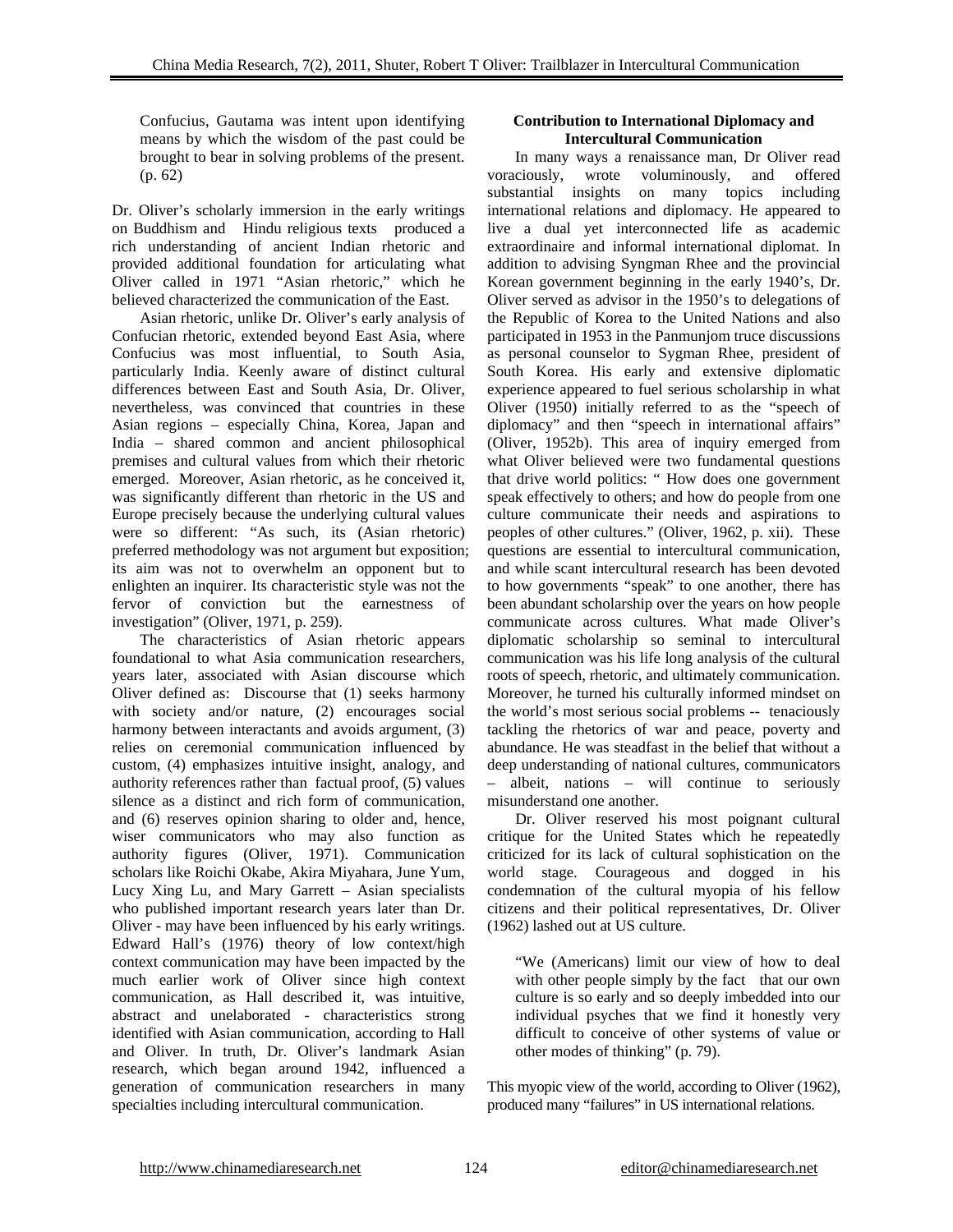> Confucius, Gautama was intent upon identifying means by which the wisdom of the past could be brought to bear in solving problems of the present. (p. 62)

Dr. Oliver's scholarly immersion in the early writings on Buddhism and Hindu religious texts produced a rich understanding of ancient Indian rhetoric and provided additional foundation for articulating what Oliver called in 1971 "Asian rhetoric," which he believed characterized the communication of the East.

Asian rhetoric, unlike Dr. Oliver's early analysis of Confucian rhetoric, extended beyond East Asia, where Confucius was most influential, to South Asia, particularly India. Keenly aware of distinct cultural differences between East and South Asia, Dr. Oliver, nevertheless, was convinced that countries in these Asian regions – especially China, Korea, Japan and India – shared common and ancient philosophical premises and cultural values from which their rhetoric emerged. Moreover, Asian rhetoric, as he conceived it, was significantly different than rhetoric in the US and Europe precisely because the underlying cultural values were so different: "As such, its (Asian rhetoric) preferred methodology was not argument but exposition; its aim was not to overwhelm an opponent but to enlighten an inquirer. Its characteristic style was not the fervor of conviction but the earnestness of investigation" (Oliver, 1971, p. 259).

The characteristics of Asian rhetoric appears foundational to what Asia communication researchers, years later, associated with Asian discourse which Oliver defined as: Discourse that (1) seeks harmony with society and/or nature, (2) encourages social harmony between interactants and avoids argument, (3) relies on ceremonial communication influenced by custom, (4) emphasizes intuitive insight, analogy, and authority references rather than factual proof, (5) values silence as a distinct and rich form of communication, and (6) reserves opinion sharing to older and, hence, wiser communicators who may also function as authority figures (Oliver, 1971). Communication scholars like Roichi Okabe, Akira Miyahara, June Yum, Lucy Xing Lu, and Mary Garrett – Asian specialists who published important research years later than Dr. Oliver - may have been influenced by his early writings. Edward Hall's (1976) theory of low context/high context communication may have been impacted by the much earlier work of Oliver since high context communication, as Hall described it, was intuitive, abstract and unelaborated - characteristics strong identified with Asian communication, according to Hall and Oliver. In truth, Dr. Oliver's landmark Asian research, which began around 1942, influenced a generation of communication researchers in many specialties including intercultural communication.

### Contribution to International Diplomacy and Intercultural Communication

In many ways a renaissance man, Dr Oliver read voraciously, wrote voluminously, and offered substantial insights on many topics including international relations and diplomacy. He appeared to live a dual yet interconnected life as academic extraordinaire and informal international diplomat. In addition to advising Syngman Rhee and the provincial Korean government beginning in the early 1940's, Dr. Oliver served as advisor in the 1950's to delegations of the Republic of Korea to the United Nations and also participated in 1953 in the Panmunjom truce discussions as personal counselor to Sygman Rhee, president of South Korea. His early and extensive diplomatic experience appeared to fuel serious scholarship in what Oliver (1950) initially referred to as the "speech of diplomacy" and then "speech in international affairs" (Oliver, 1952b). This area of inquiry emerged from what Oliver believed were two fundamental questions that drive world politics: " How does one government speak effectively to others; and how do people from one culture communicate their needs and aspirations to peoples of other cultures." (Oliver, 1962, p. xii). These questions are essential to intercultural communication, and while scant intercultural research has been devoted to how governments "speak" to one another, there has been abundant scholarship over the years on how people communicate across cultures. What made Oliver's diplomatic scholarship so seminal to intercultural communication was his life long analysis of the cultural roots of speech, rhetoric, and ultimately communication. Moreover, he turned his culturally informed mindset on the world's most serious social problems -- tenaciously tackling the rhetorics of war and peace, poverty and abundance. He was steadfast in the belief that without a deep understanding of national cultures, communicators – albeit, nations – will continue to seriously misunderstand one another.

Dr. Oliver reserved his most poignant cultural critique for the United States which he repeatedly criticized for its lack of cultural sophistication on the world stage. Courageous and dogged in his condemnation of the cultural myopia of his fellow citizens and their political representatives, Dr. Oliver (1962) lashed out at US culture.

> "We (Americans) limit our view of how to deal with other people simply by the fact that our own culture is so early and so deeply imbedded into our individual psyches that we find it honestly very difficult to conceive of other systems of value or other modes of thinking" (p. 79).

This myopic view of the world, according to Oliver (1962), produced many "failures" in US international relations.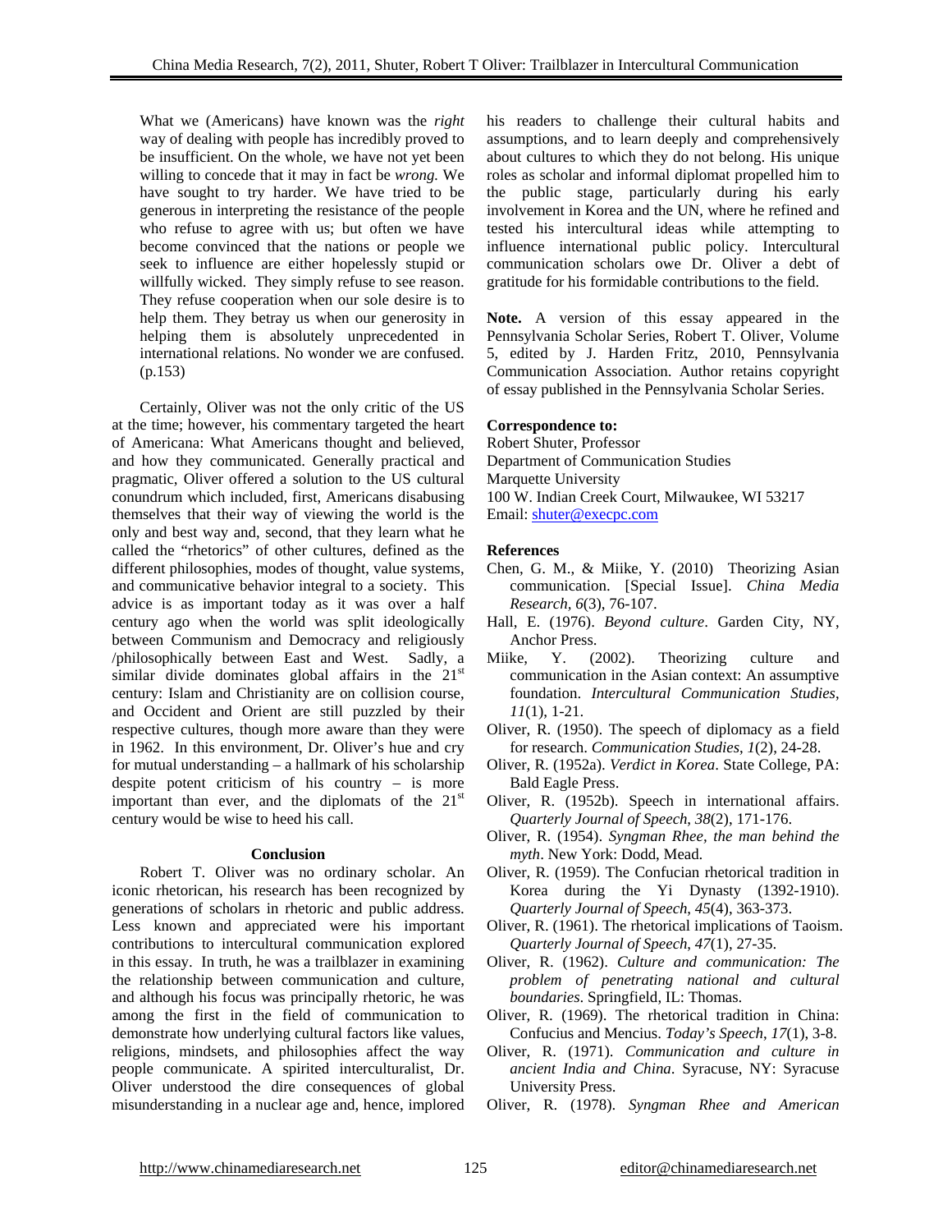> What we (Americans) have known was the *right* way of dealing with people has incredibly proved to be insufficient. On the whole, we have not yet been willing to concede that it may in fact be *wrong.* We have sought to try harder. We have tried to be generous in interpreting the resistance of the people who refuse to agree with us; but often we have become convinced that the nations or people we seek to influence are either hopelessly stupid or willfully wicked. They simply refuse to see reason. They refuse cooperation when our sole desire is to help them. They betray us when our generosity in helping them is absolutely unprecedented in international relations. No wonder we are confused. (p.153)

Certainly, Oliver was not the only critic of the US at the time; however, his commentary targeted the heart of Americana: What Americans thought and believed, and how they communicated. Generally practical and pragmatic, Oliver offered a solution to the US cultural conundrum which included, first, Americans disabusing themselves that their way of viewing the world is the only and best way and, second, that they learn what he called the "rhetorics" of other cultures, defined as the different philosophies, modes of thought, value systems, and communicative behavior integral to a society. This advice is as important today as it was over a half century ago when the world was split ideologically between Communism and Democracy and religiously /philosophically between East and West. Sadly, a similar divide dominates global affairs in the 21st century: Islam and Christianity are on collision course, and Occident and Orient are still puzzled by their respective cultures, though more aware than they were in 1962. In this environment, Dr. Oliver's hue and cry for mutual understanding – a hallmark of his scholarship despite potent criticism of his country – is more important than ever, and the diplomats of the 21st century would be wise to heed his call.

## Conclusion

Robert T. Oliver was no ordinary scholar. An iconic rhetorican, his research has been recognized by generations of scholars in rhetoric and public address. Less known and appreciated were his important contributions to intercultural communication explored in this essay. In truth, he was a trailblazer in examining the relationship between communication and culture, and although his focus was principally rhetoric, he was among the first in the field of communication to demonstrate how underlying cultural factors like values, religions, mindsets, and philosophies affect the way people communicate. A spirited interculturalist, Dr. Oliver understood the dire consequences of global misunderstanding in a nuclear age and, hence, implored his readers to challenge their cultural habits and assumptions, and to learn deeply and comprehensively about cultures to which they do not belong. His unique roles as scholar and informal diplomat propelled him to the public stage, particularly during his early involvement in Korea and the UN, where he refined and tested his intercultural ideas while attempting to influence international public policy. Intercultural communication scholars owe Dr. Oliver a debt of gratitude for his formidable contributions to the field.

**Note.** A version of this essay appeared in the Pennsylvania Scholar Series, Robert T. Oliver, Volume 5, edited by J. Harden Fritz, 2010, Pennsylvania Communication Association. Author retains copyright of essay published in the Pennsylvania Scholar Series.

**Correspondence to:**
Robert Shuter, Professor
Department of Communication Studies
Marquette University
100 W. Indian Creek Court, Milwaukee, WI 53217
Email: shuter@execpc.com

## References

Chen, G. M., & Miike, Y. (2010) Theorizing Asian communication. [Special Issue]. *China Media Research, 6*(3), 76-107.

Hall, E. (1976). *Beyond culture*. Garden City, NY, Anchor Press.

Miike, Y. (2002). Theorizing culture and communication in the Asian context: An assumptive foundation. *Intercultural Communication Studies, 11*(1), 1-21.

Oliver, R. (1950). The speech of diplomacy as a field for research. *Communication Studies, 1*(2), 24-28.

Oliver, R. (1952a). *Verdict in Korea*. State College, PA: Bald Eagle Press.

Oliver, R. (1952b). Speech in international affairs. *Quarterly Journal of Speech, 38*(2), 171-176.

Oliver, R. (1954). *Syngman Rhee, the man behind the myth*. New York: Dodd, Mead.

Oliver, R. (1959). The Confucian rhetorical tradition in Korea during the Yi Dynasty (1392-1910). *Quarterly Journal of Speech, 45*(4), 363-373.

Oliver, R. (1961). The rhetorical implications of Taoism. *Quarterly Journal of Speech, 47*(1), 27-35.

Oliver, R. (1962). *Culture and communication: The problem of penetrating national and cultural boundaries*. Springfield, IL: Thomas.

Oliver, R. (1969). The rhetorical tradition in China: Confucius and Mencius. *Today's Speech, 17*(1), 3-8.

Oliver, R. (1971). *Communication and culture in ancient India and China*. Syracuse, NY: Syracuse University Press.

Oliver, R. (1978). *Syngman Rhee and American*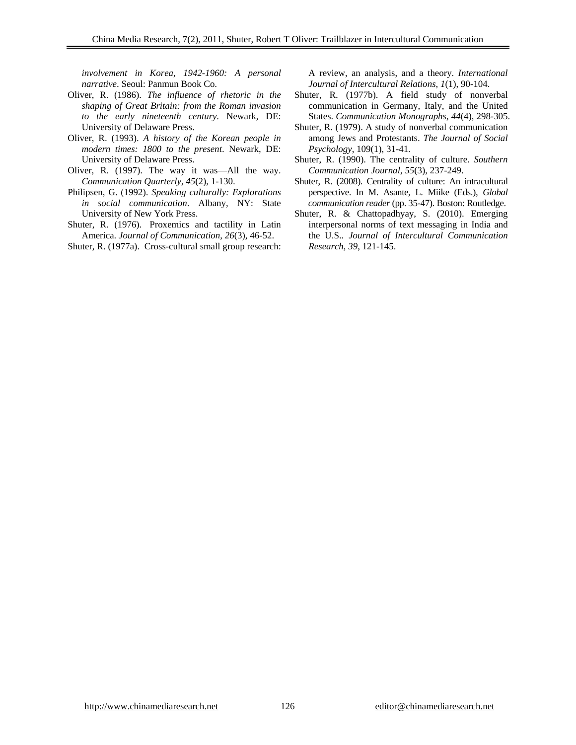*involvement in Korea, 1942-1960: A personal narrative*. Seoul: Panmun Book Co.

Oliver, R. (1986). *The influence of rhetoric in the shaping of Great Britain: from the Roman invasion to the early nineteenth century*. Newark, DE: University of Delaware Press.

Oliver, R. (1993). *A history of the Korean people in modern times: 1800 to the present*. Newark, DE: University of Delaware Press.

Oliver, R. (1997). The way it was—All the way. *Communication Quarterly*, *45*(2), 1-130.

Philipsen, G. (1992). *Speaking culturally: Explorations in social communication*. Albany, NY: State University of New York Press.

Shuter, R. (1976). Proxemics and tactility in Latin America. *Journal of Communication*, *26*(3), 46-52.

Shuter, R. (1977a). Cross-cultural small group research: A review, an analysis, and a theory. *International Journal of Intercultural Relations*, *1*(1), 90-104.

Shuter, R. (1977b). A field study of nonverbal communication in Germany, Italy, and the United States. *Communication Monographs*, *44*(4), 298-305.

Shuter, R. (1979). A study of nonverbal communication among Jews and Protestants. *The Journal of Social Psychology*, 109(1), 31-41.

Shuter, R. (1990). The centrality of culture. *Southern Communication Journal*, *55*(3), 237-249.

Shuter, R. (2008). Centrality of culture: An intracultural perspective. In M. Asante, L. Miike (Eds.), *Global communication reader* (pp. 35-47). Boston: Routledge.

Shuter, R. & Chattopadhyay, S. (2010). Emerging interpersonal norms of text messaging in India and the U.S.. *Journal of Intercultural Communication Research*, *39*, 121-145.